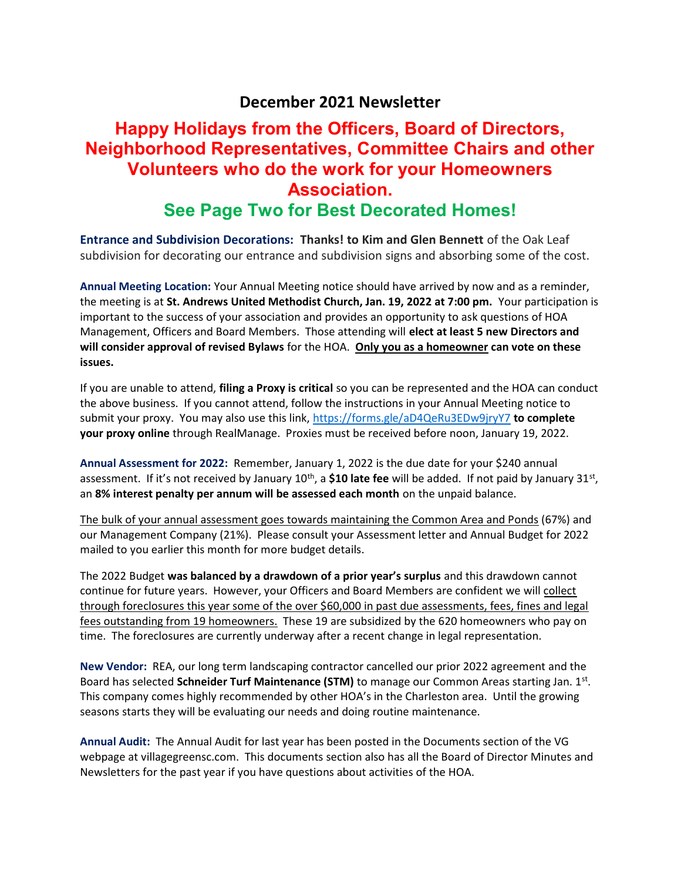# December 2021 Newsletter

## Happy Holidays from the Officers, Board of Directors, Neighborhood Representatives, Committee Chairs and other Volunteers who do the work for your Homeowners Association.

## See Page Two for Best Decorated Homes!

**Entrance and Subdivision Decorations:** **Thanks! to Kim and Glen Bennett** of the Oak Leaf subdivision for decorating our entrance and subdivision signs and absorbing some of the cost.

**Annual Meeting Location:** Your Annual Meeting notice should have arrived by now and as a reminder, the meeting is at **St. Andrews United Methodist Church, Jan. 19, 2022 at 7:00 pm.** Your participation is important to the success of your association and provides an opportunity to ask questions of HOA Management, Officers and Board Members. Those attending will **elect at least 5 new Directors and will consider approval of revised Bylaws** for the HOA. **Only you as a homeowner can vote on these issues.**

If you are unable to attend, **filing a Proxy is critical** so you can be represented and the HOA can conduct the above business. If you cannot attend, follow the instructions in your Annual Meeting notice to submit your proxy. You may also use this link, https://forms.gle/aD4QeRu3EDw9jryY7 **to complete your proxy online** through RealManage. Proxies must be received before noon, January 19, 2022.

**Annual Assessment for 2022:** Remember, January 1, 2022 is the due date for your $240 annual assessment. If it's not received by January 10th, a **$10 late fee** will be added. If not paid by January 31st, an **8% interest penalty per annum will be assessed each month** on the unpaid balance.

The bulk of your annual assessment goes towards maintaining the Common Area and Ponds (67%) and our Management Company (21%). Please consult your Assessment letter and Annual Budget for 2022 mailed to you earlier this month for more budget details.

The 2022 Budget **was balanced by a drawdown of a prior year's surplus** and this drawdown cannot continue for future years. However, your Officers and Board Members are confident we will collect through foreclosures this year some of the over $60,000 in past due assessments, fees, fines and legal fees outstanding from 19 homeowners. These 19 are subsidized by the 620 homeowners who pay on time. The foreclosures are currently underway after a recent change in legal representation.

**New Vendor:** REA, our long term landscaping contractor cancelled our prior 2022 agreement and the Board has selected **Schneider Turf Maintenance (STM)** to manage our Common Areas starting Jan. 1st. This company comes highly recommended by other HOA's in the Charleston area. Until the growing seasons starts they will be evaluating our needs and doing routine maintenance.

**Annual Audit:** The Annual Audit for last year has been posted in the Documents section of the VG webpage at villagegreensc.com. This documents section also has all the Board of Director Minutes and Newsletters for the past year if you have questions about activities of the HOA.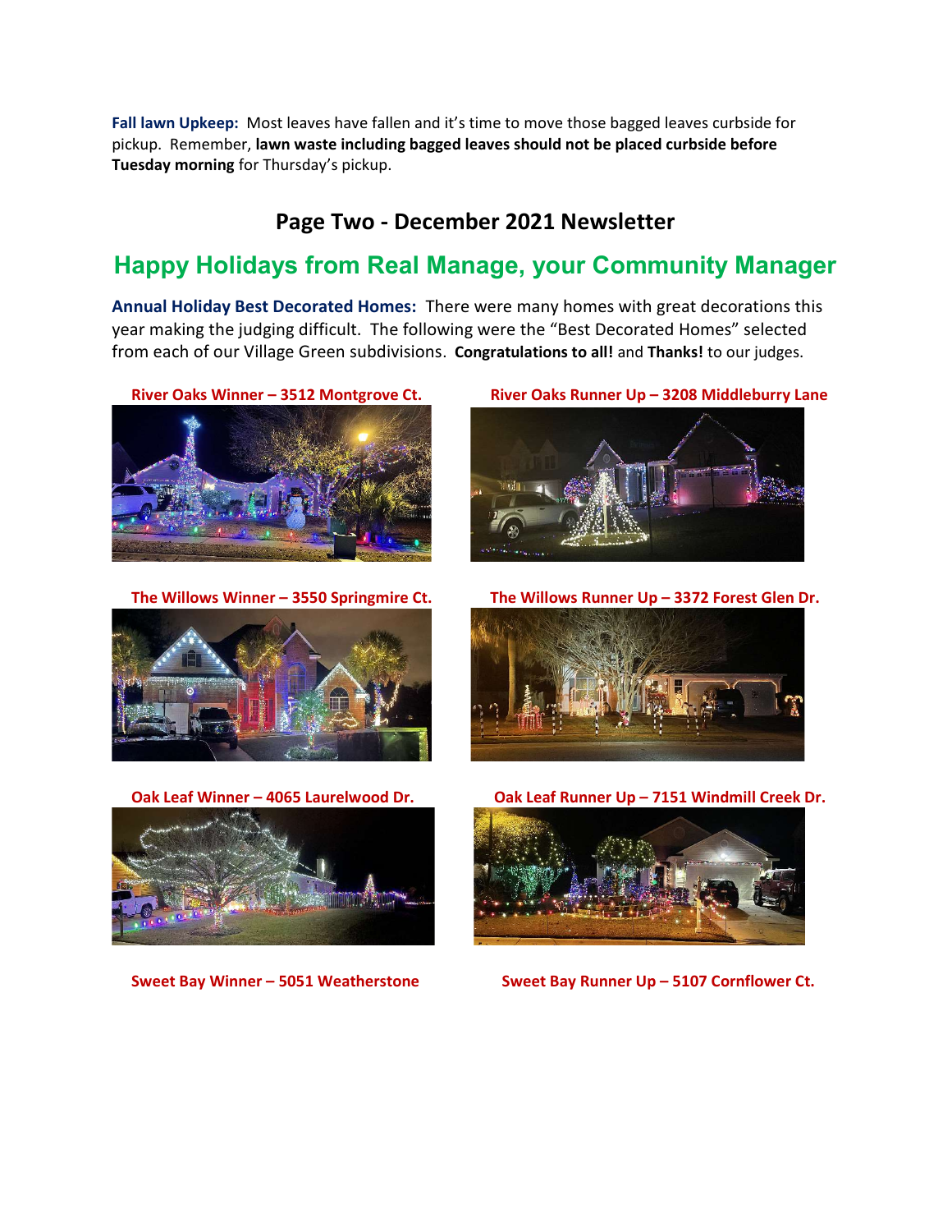**Fall lawn Upkeep:** Most leaves have fallen and it's time to move those bagged leaves curbside for pickup. Remember, **lawn waste including bagged leaves should not be placed curbside before Tuesday morning** for Thursday's pickup.

## Page Two - December 2021 Newsletter

## Happy Holidays from Real Manage, your Community Manager

**Annual Holiday Best Decorated Homes:** There were many homes with great decorations this year making the judging difficult. The following were the "Best Decorated Homes" selected from each of our Village Green subdivisions. **Congratulations to all!** and **Thanks!** to our judges.

**River Oaks Winner – 3512 Montgrove Ct.**

**River Oaks Runner Up – 3208 Middlebury Lane**

**The Willows Winner – 3550 Springmire Ct.**

**The Willows Runner Up – 3372 Forest Glen Dr.**

**Oak Leaf Winner – 4065 Laurelwood Dr.**

**Oak Leaf Runner Up – 7151 Windmill Creek Dr.**

**Sweet Bay Winner – 5051 Weatherstone**

**Sweet Bay Runner Up – 5107 Cornflower Ct.**